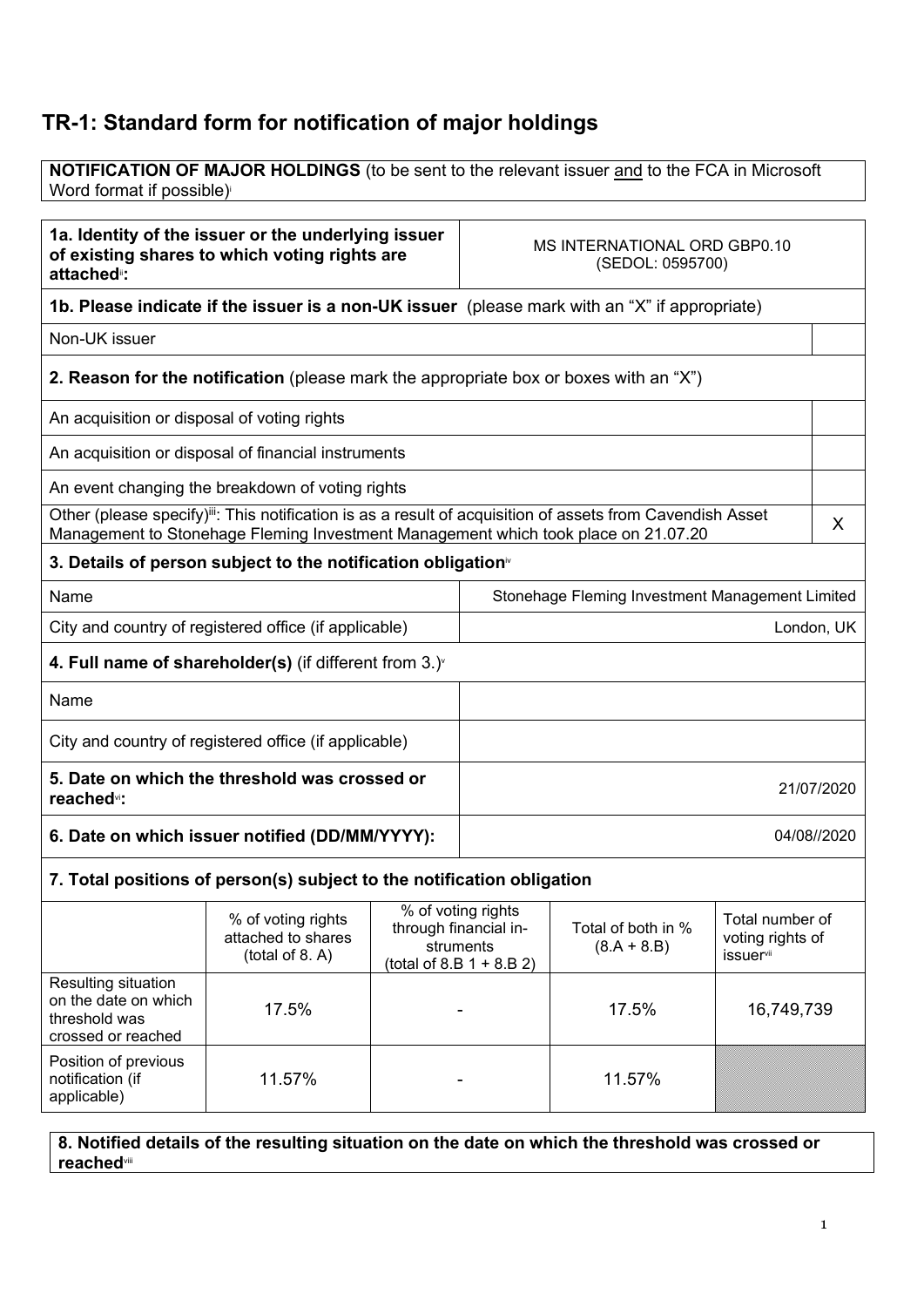# TR-1: Standard form for notification of major holdings

**NOTIFICATION OF MAJOR HOLDINGS** (to be sent to the relevant issuer and to the FCA in Microsoft Word format if possible)[i]

| | |
|---|---|
| **1a. Identity of the issuer or the underlying issuer of existing shares to which voting rights are attached[ii]:** | MS INTERNATIONAL ORD GBP0.10 (SEDOL: 0595700) |

**1b. Please indicate if the issuer is a non-UK issuer** (please mark with an "X" if appropriate)

| | |
|---|---|
| Non-UK issuer | |

**2. Reason for the notification** (please mark the appropriate box or boxes with an "X")

| | |
|---|---|
| An acquisition or disposal of voting rights | |
| An acquisition or disposal of financial instruments | |
| An event changing the breakdown of voting rights | |
| Other (please specify)[iii]: This notification is as a result of acquisition of assets from Cavendish Asset Management to Stonehage Fleming Investment Management which took place on 21.07.20 | X |

**3. Details of person subject to the notification obligation[iv]**

| | |
|---|---|
| Name | Stonehage Fleming Investment Management Limited |
| City and country of registered office (if applicable) | London, UK |

**4. Full name of shareholder(s)** (if different from 3.)[v]

| | |
|---|---|
| Name | |
| City and country of registered office (if applicable) | |

| | |
|---|---|
| **5. Date on which the threshold was crossed or reached[vi]:** | 21/07/2020 |
| **6. Date on which issuer notified (DD/MM/YYYY):** | 04/08//2020 |

**7. Total positions of person(s) subject to the notification obligation**

| | % of voting rights attached to shares (total of 8. A) | % of voting rights through financial instruments (total of 8.B 1 + 8.B 2) | Total of both in % (8.A + 8.B) | Total number of voting rights of issuer[vii] |
|---|---|---|---|---|
| Resulting situation on the date on which threshold was crossed or reached | 17.5% | - | 17.5% | 16,749,739 |
| Position of previous notification (if applicable) | 11.57% | - | 11.57% | |

**8. Notified details of the resulting situation on the date on which the threshold was crossed or reached[viii]**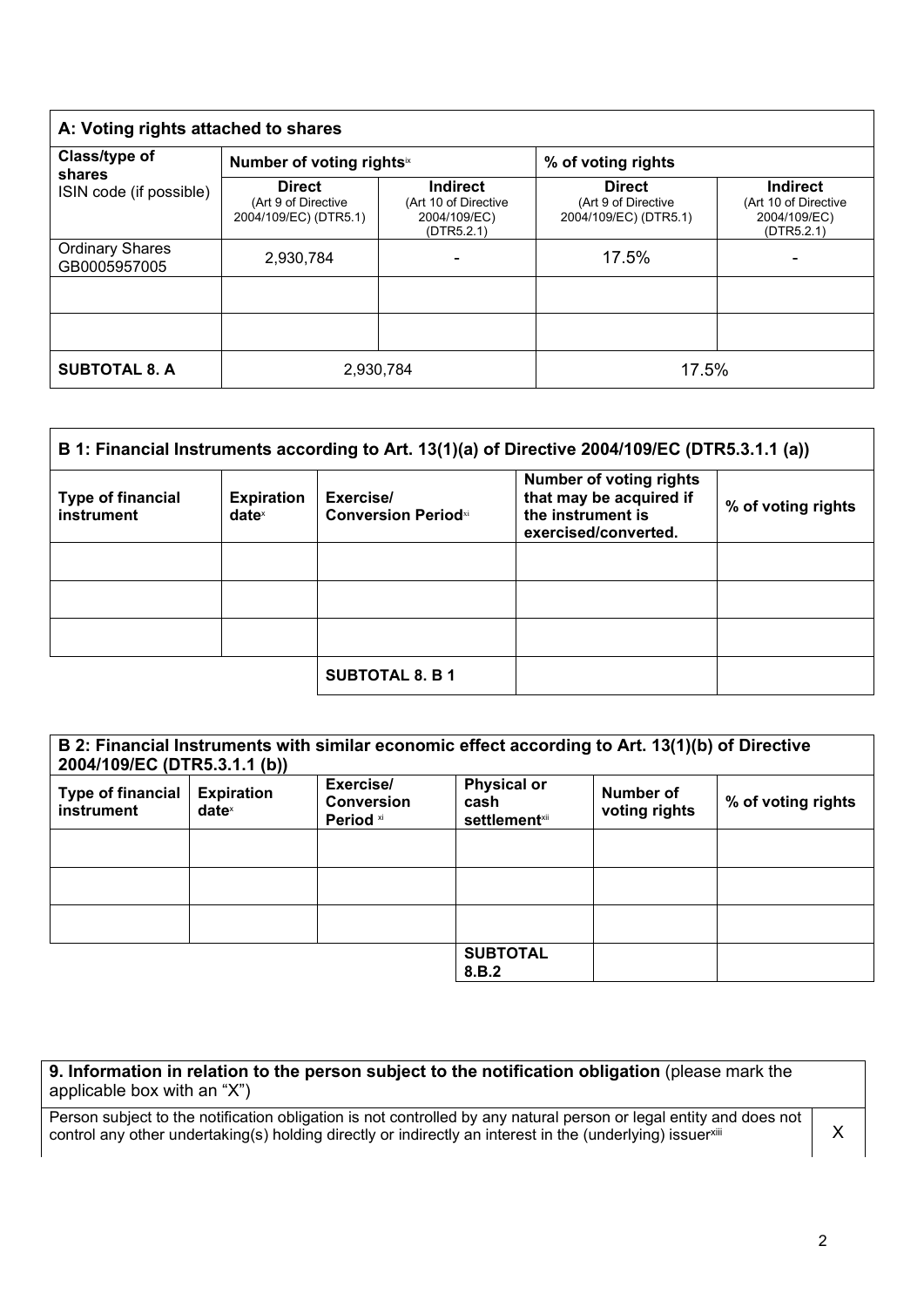| A: Voting rights attached to shares | | | | |
|---|---|---|---|---|
| Class/type of shares<br>ISIN code (if possible) | Number of voting rights[ix] | | % of voting rights | |
| | Direct<br>(Art 9 of Directive 2004/109/EC) (DTR5.1) | Indirect<br>(Art 10 of Directive 2004/109/EC) (DTR5.2.1) | Direct<br>(Art 9 of Directive 2004/109/EC) (DTR5.1) | Indirect<br>(Art 10 of Directive 2004/109/EC) (DTR5.2.1) |
| Ordinary Shares<br>GB0005957005 | 2,930,784 | - | 17.5% | - |
| | | | | |
| | | | | |
| **SUBTOTAL 8. A** | 2,930,784 | | 17.5% | |

| B 1: Financial Instruments according to Art. 13(1)(a) of Directive 2004/109/EC (DTR5.3.1.1 (a)) | | | | |
|---|---|---|---|---|
| **Type of financial instrument** | **Expiration date**[x] | **Exercise/ Conversion Period**[xi] | **Number of voting rights that may be acquired if the instrument is exercised/converted.** | **% of voting rights** |
| | | | | |
| | | | | |
| | | | | |
| | | **SUBTOTAL 8. B 1** | | |

| B 2: Financial Instruments with similar economic effect according to Art. 13(1)(b) of Directive 2004/109/EC (DTR5.3.1.1 (b)) | | | | | |
|---|---|---|---|---|---|
| **Type of financial instrument** | **Expiration date**[x] | **Exercise/ Conversion Period**[xi] | **Physical or cash settlement**[xii] | **Number of voting rights** | **% of voting rights** |
| | | | | | |
| | | | | | |
| | | | | | |
| | | | **SUBTOTAL 8.B.2** | | |

| **9. Information in relation to the person subject to the notification obligation** (please mark the applicable box with an "X") | |
|---|---|
| Person subject to the notification obligation is not controlled by any natural person or legal entity and does not control any other undertaking(s) holding directly or indirectly an interest in the (underlying) issuer[xiii] | X |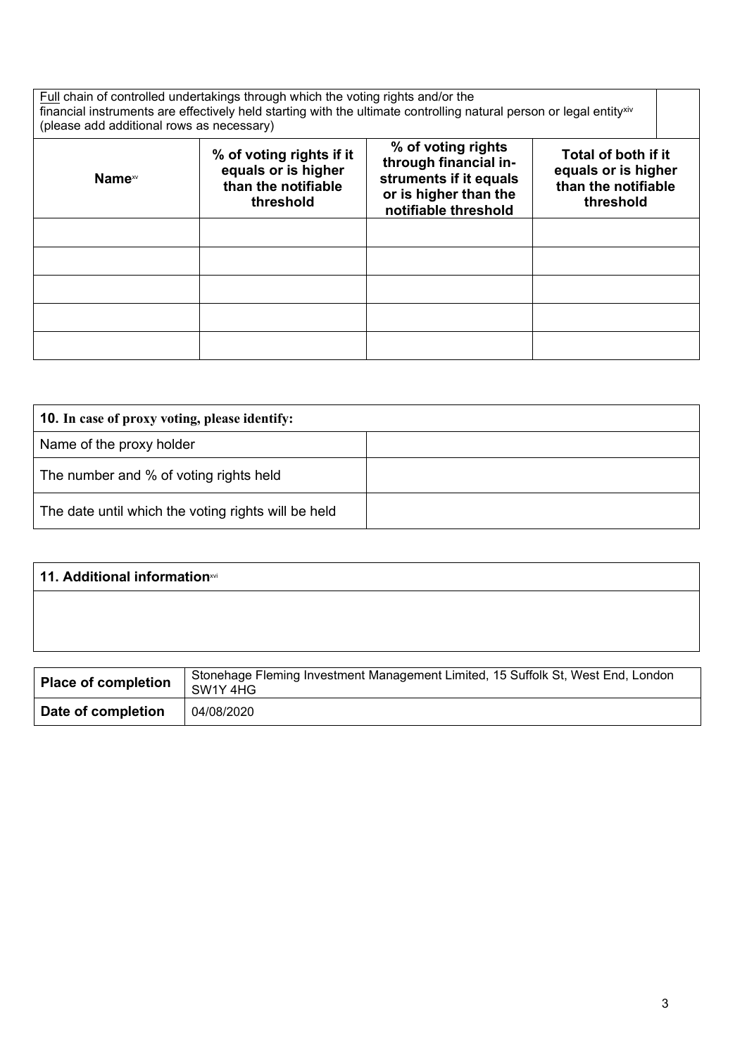| Full chain of controlled undertakings through which the voting rights and/or the financial instruments are effectively held starting with the ultimate controlling natural person or legal entity[xiv] (please add additional rows as necessary) | | | |
|---|---|---|---|
| **Name**[xv] | **% of voting rights if it equals or is higher than the notifiable threshold** | **% of voting rights through financial instruments if it equals or is higher than the notifiable threshold** | **Total of both if it equals or is higher than the notifiable threshold** |
| | | | |
| | | | |
| | | | |
| | | | |
| | | | |

| **10. In case of proxy voting, please identify:** | |
|---|---|
| Name of the proxy holder | |
| The number and % of voting rights held | |
| The date until which the voting rights will be held | |

| **11. Additional information**[xvi] |
|---|
| |

| | |
|---|---|
| **Place of completion** | Stonehage Fleming Investment Management Limited, 15 Suffolk St, West End, London SW1Y 4HG |
| **Date of completion** | 04/08/2020 |